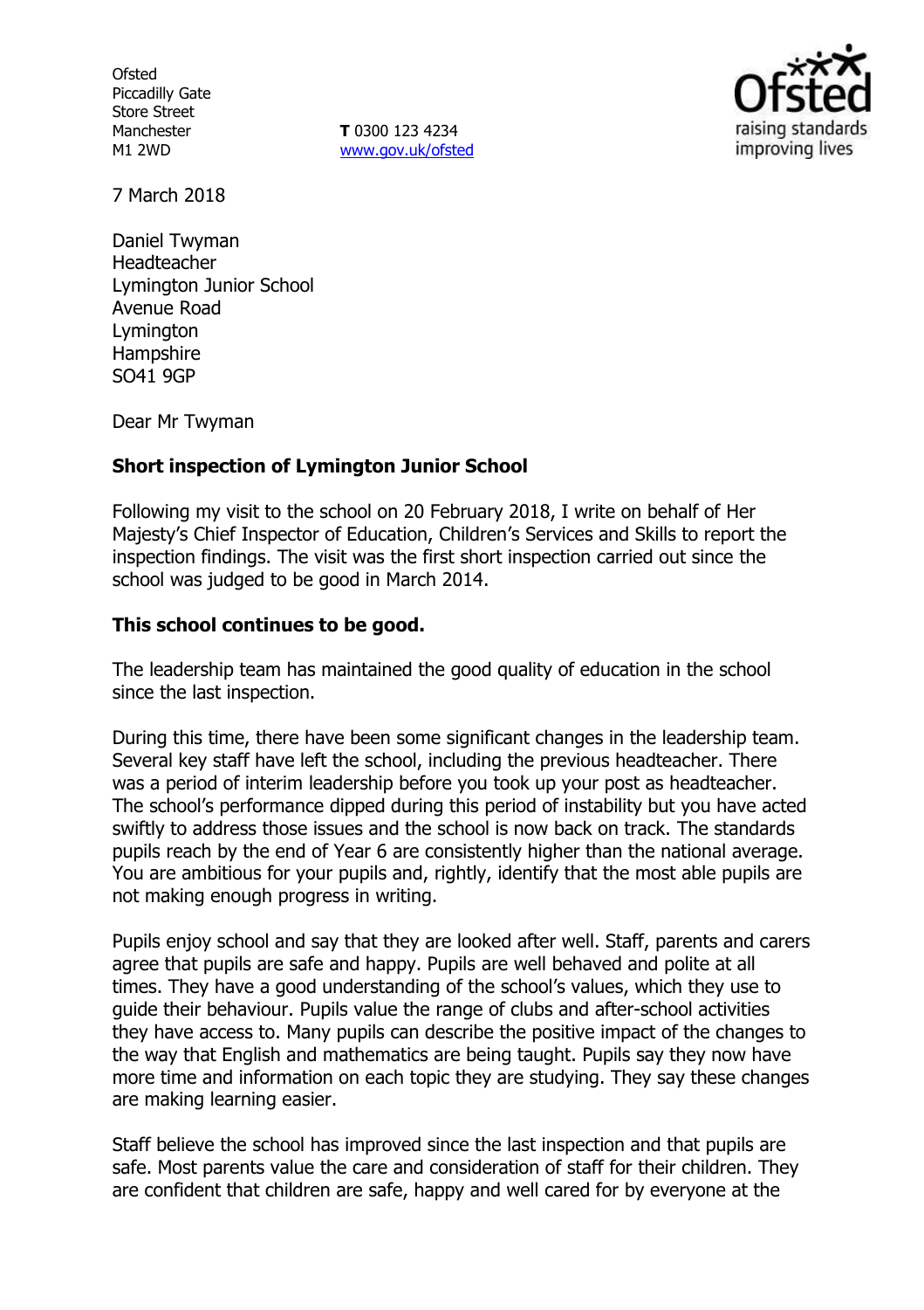Ofsted
Piccadilly Gate
Store Street
Manchester
M1 2WD

**T** 0300 123 4234
www.gov.uk/ofsted

7 March 2018

Daniel Twyman
Headteacher
Lymington Junior School
Avenue Road
Lymington
Hampshire
SO41 9GP

Dear Mr Twyman

**Short inspection of Lymington Junior School**

Following my visit to the school on 20 February 2018, I write on behalf of Her Majesty's Chief Inspector of Education, Children's Services and Skills to report the inspection findings. The visit was the first short inspection carried out since the school was judged to be good in March 2014.

**This school continues to be good.**

The leadership team has maintained the good quality of education in the school since the last inspection.

During this time, there have been some significant changes in the leadership team. Several key staff have left the school, including the previous headteacher. There was a period of interim leadership before you took up your post as headteacher. The school's performance dipped during this period of instability but you have acted swiftly to address those issues and the school is now back on track. The standards pupils reach by the end of Year 6 are consistently higher than the national average. You are ambitious for your pupils and, rightly, identify that the most able pupils are not making enough progress in writing.

Pupils enjoy school and say that they are looked after well. Staff, parents and carers agree that pupils are safe and happy. Pupils are well behaved and polite at all times. They have a good understanding of the school's values, which they use to guide their behaviour. Pupils value the range of clubs and after-school activities they have access to. Many pupils can describe the positive impact of the changes to the way that English and mathematics are being taught. Pupils say they now have more time and information on each topic they are studying. They say these changes are making learning easier.

Staff believe the school has improved since the last inspection and that pupils are safe. Most parents value the care and consideration of staff for their children. They are confident that children are safe, happy and well cared for by everyone at the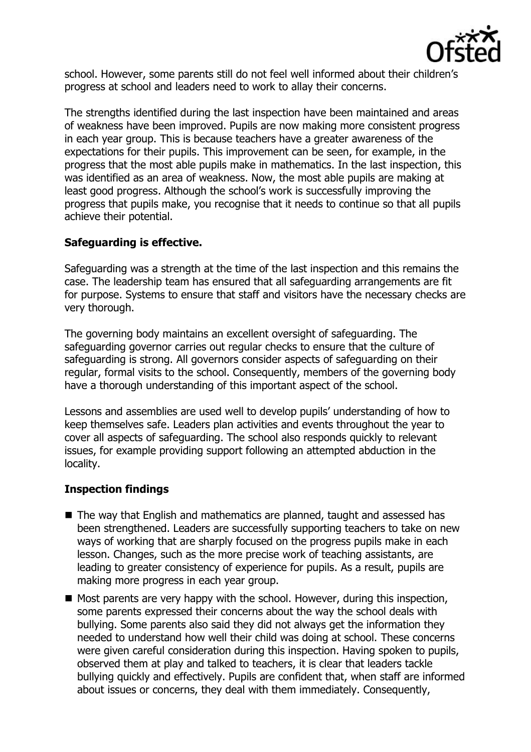school. However, some parents still do not feel well informed about their children's progress at school and leaders need to work to allay their concerns.

The strengths identified during the last inspection have been maintained and areas of weakness have been improved. Pupils are now making more consistent progress in each year group. This is because teachers have a greater awareness of the expectations for their pupils. This improvement can be seen, for example, in the progress that the most able pupils make in mathematics. In the last inspection, this was identified as an area of weakness. Now, the most able pupils are making at least good progress. Although the school's work is successfully improving the progress that pupils make, you recognise that it needs to continue so that all pupils achieve their potential.

**Safeguarding is effective.**

Safeguarding was a strength at the time of the last inspection and this remains the case. The leadership team has ensured that all safeguarding arrangements are fit for purpose. Systems to ensure that staff and visitors have the necessary checks are very thorough.

The governing body maintains an excellent oversight of safeguarding. The safeguarding governor carries out regular checks to ensure that the culture of safeguarding is strong. All governors consider aspects of safeguarding on their regular, formal visits to the school. Consequently, members of the governing body have a thorough understanding of this important aspect of the school.

Lessons and assemblies are used well to develop pupils' understanding of how to keep themselves safe. Leaders plan activities and events throughout the year to cover all aspects of safeguarding. The school also responds quickly to relevant issues, for example providing support following an attempted abduction in the locality.

**Inspection findings**

- The way that English and mathematics are planned, taught and assessed has been strengthened. Leaders are successfully supporting teachers to take on new ways of working that are sharply focused on the progress pupils make in each lesson. Changes, such as the more precise work of teaching assistants, are leading to greater consistency of experience for pupils. As a result, pupils are making more progress in each year group.
- Most parents are very happy with the school. However, during this inspection, some parents expressed their concerns about the way the school deals with bullying. Some parents also said they did not always get the information they needed to understand how well their child was doing at school. These concerns were given careful consideration during this inspection. Having spoken to pupils, observed them at play and talked to teachers, it is clear that leaders tackle bullying quickly and effectively. Pupils are confident that, when staff are informed about issues or concerns, they deal with them immediately. Consequently,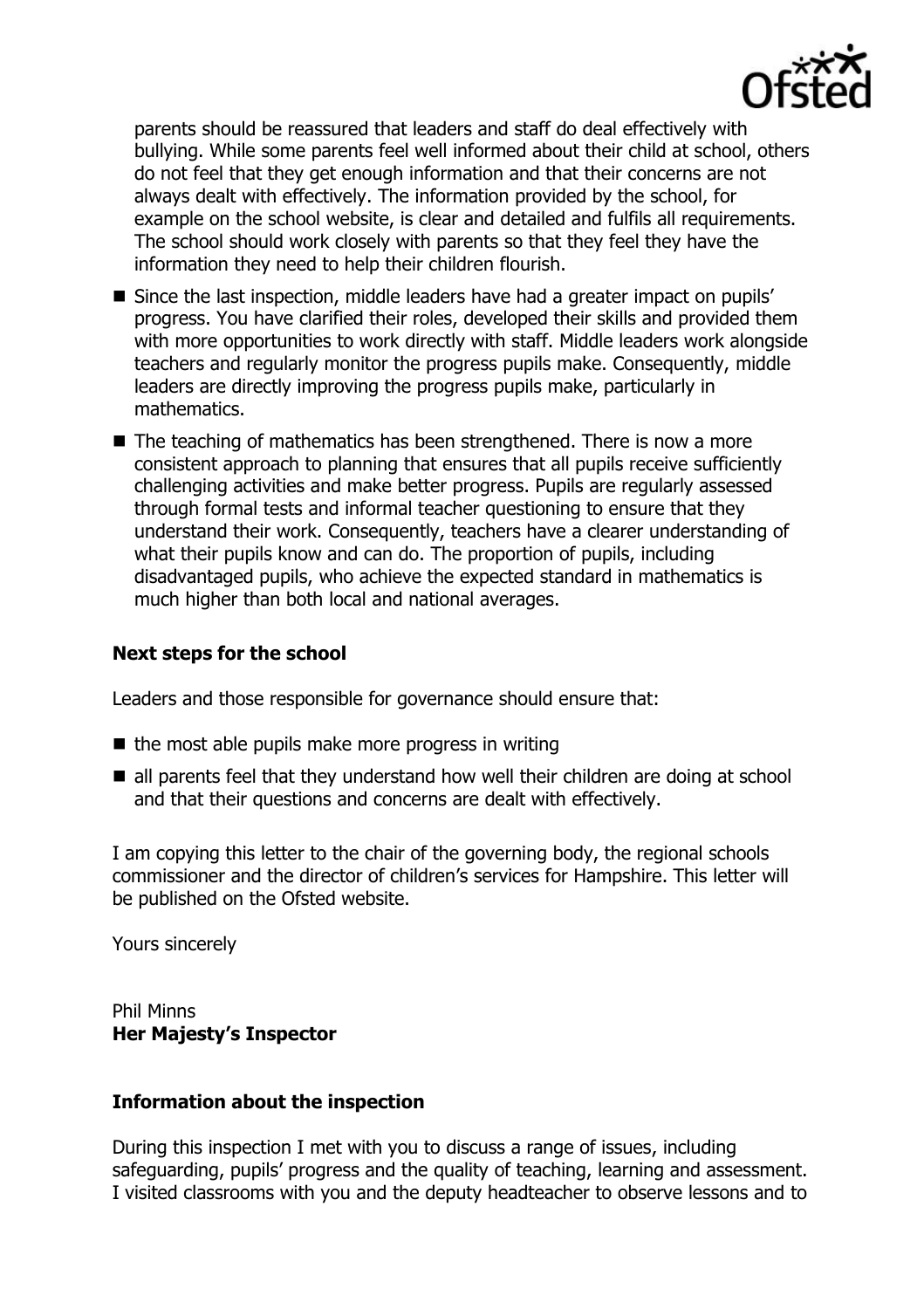parents should be reassured that leaders and staff do deal effectively with bullying. While some parents feel well informed about their child at school, others do not feel that they get enough information and that their concerns are not always dealt with effectively. The information provided by the school, for example on the school website, is clear and detailed and fulfils all requirements. The school should work closely with parents so that they feel they have the information they need to help their children flourish.

- Since the last inspection, middle leaders have had a greater impact on pupils' progress. You have clarified their roles, developed their skills and provided them with more opportunities to work directly with staff. Middle leaders work alongside teachers and regularly monitor the progress pupils make. Consequently, middle leaders are directly improving the progress pupils make, particularly in mathematics.
- The teaching of mathematics has been strengthened. There is now a more consistent approach to planning that ensures that all pupils receive sufficiently challenging activities and make better progress. Pupils are regularly assessed through formal tests and informal teacher questioning to ensure that they understand their work. Consequently, teachers have a clearer understanding of what their pupils know and can do. The proportion of pupils, including disadvantaged pupils, who achieve the expected standard in mathematics is much higher than both local and national averages.

### Next steps for the school

Leaders and those responsible for governance should ensure that:

- the most able pupils make more progress in writing
- all parents feel that they understand how well their children are doing at school and that their questions and concerns are dealt with effectively.

I am copying this letter to the chair of the governing body, the regional schools commissioner and the director of children's services for Hampshire. This letter will be published on the Ofsted website.

Yours sincerely

Phil Minns
**Her Majesty's Inspector**

### Information about the inspection

During this inspection I met with you to discuss a range of issues, including safeguarding, pupils' progress and the quality of teaching, learning and assessment. I visited classrooms with you and the deputy headteacher to observe lessons and to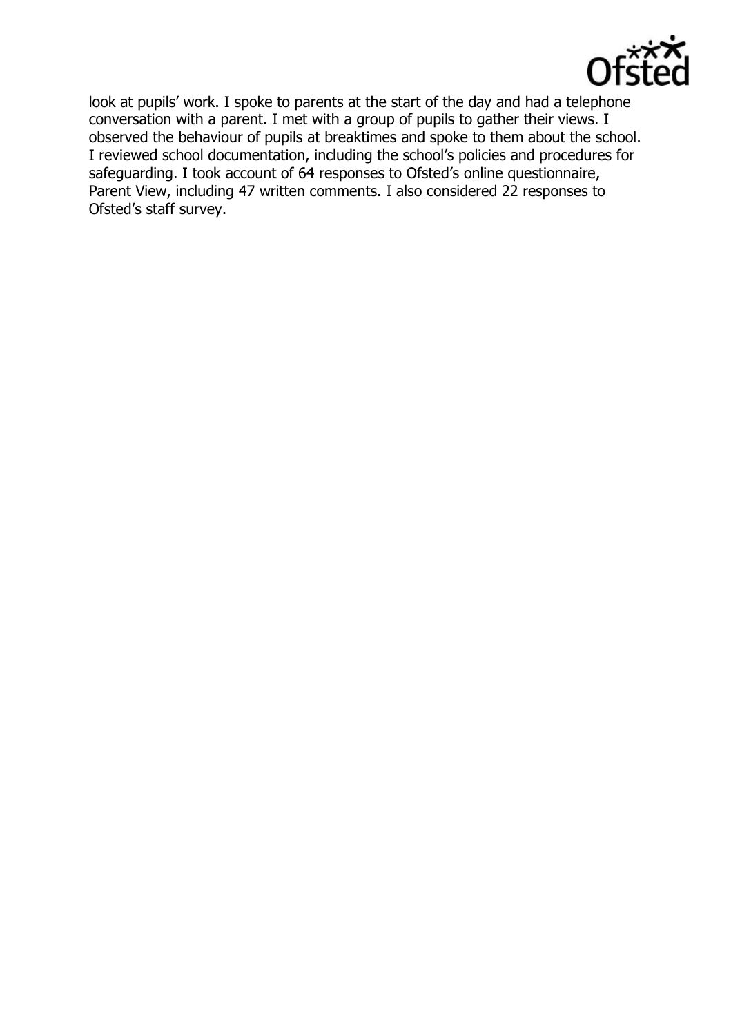look at pupils' work. I spoke to parents at the start of the day and had a telephone conversation with a parent. I met with a group of pupils to gather their views. I observed the behaviour of pupils at breaktimes and spoke to them about the school. I reviewed school documentation, including the school's policies and procedures for safeguarding. I took account of 64 responses to Ofsted's online questionnaire, Parent View, including 47 written comments. I also considered 22 responses to Ofsted's staff survey.